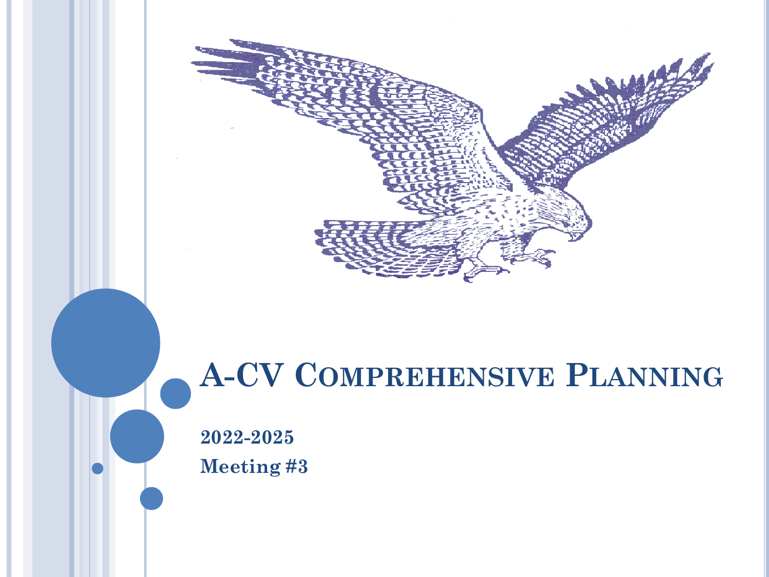# A-CV Comprehensive Planning

**2022-2025**

**Meeting #3**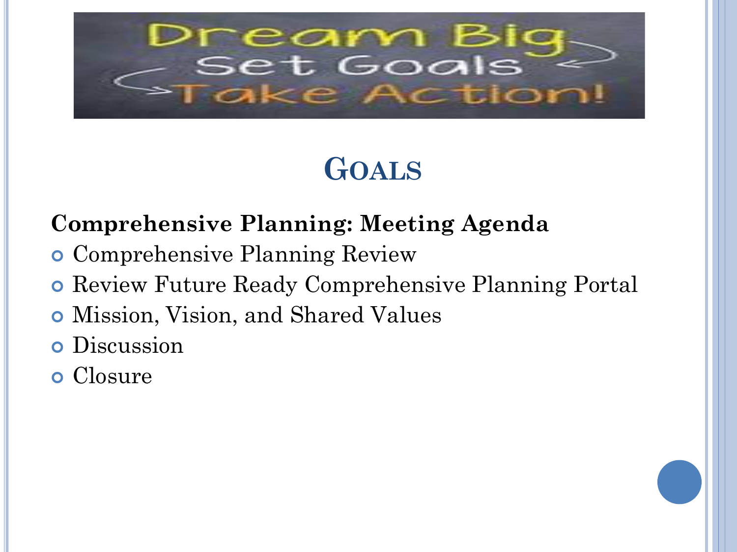## Goals

**Comprehensive Planning: Meeting Agenda**

- Comprehensive Planning Review
- Review Future Ready Comprehensive Planning Portal
- Mission, Vision, and Shared Values
- Discussion
- Closure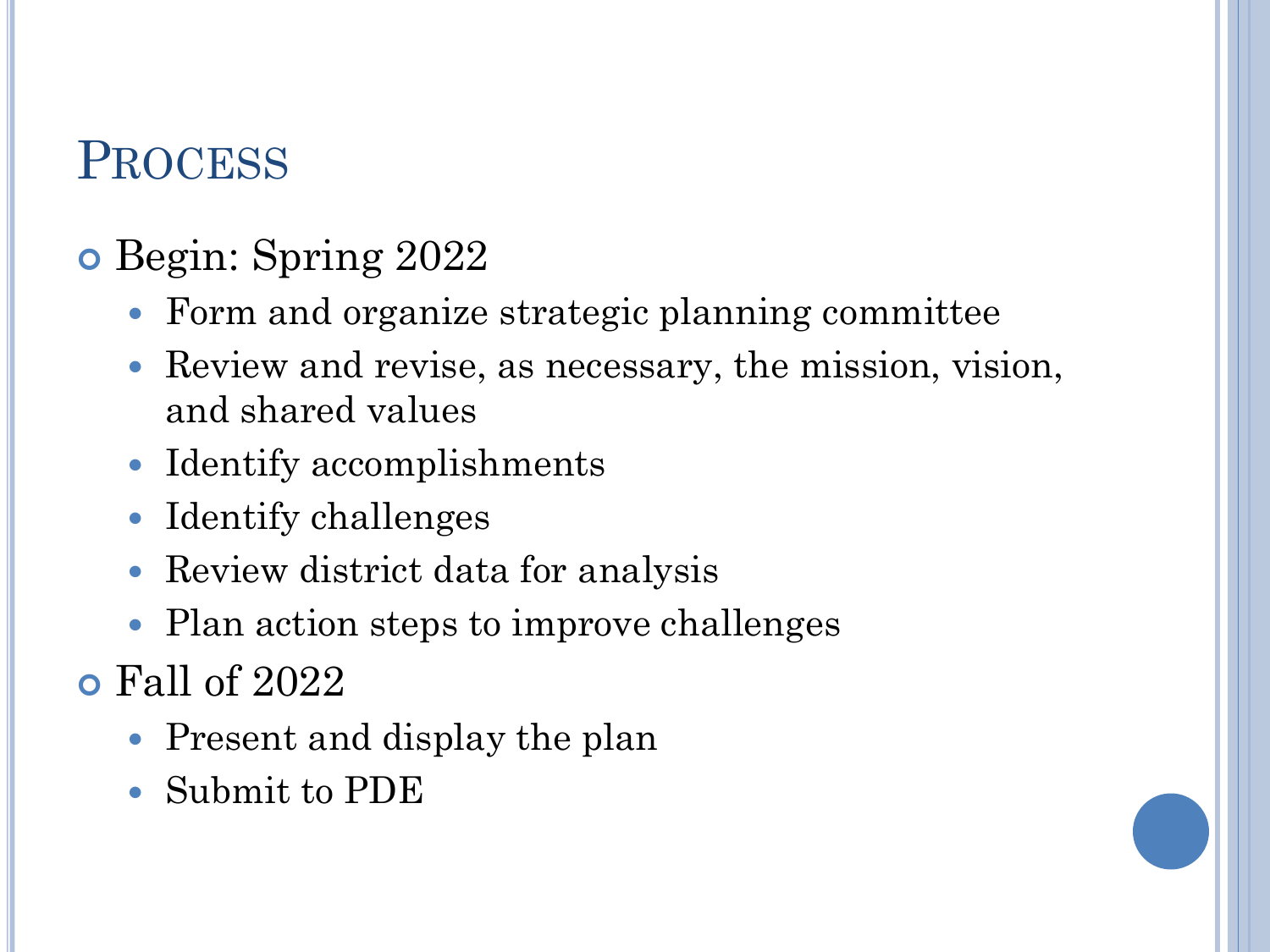# Process

- Begin: Spring 2022
  - Form and organize strategic planning committee
  - Review and revise, as necessary, the mission, vision, and shared values
  - Identify accomplishments
  - Identify challenges
  - Review district data for analysis
  - Plan action steps to improve challenges
- Fall of 2022
  - Present and display the plan
  - Submit to PDE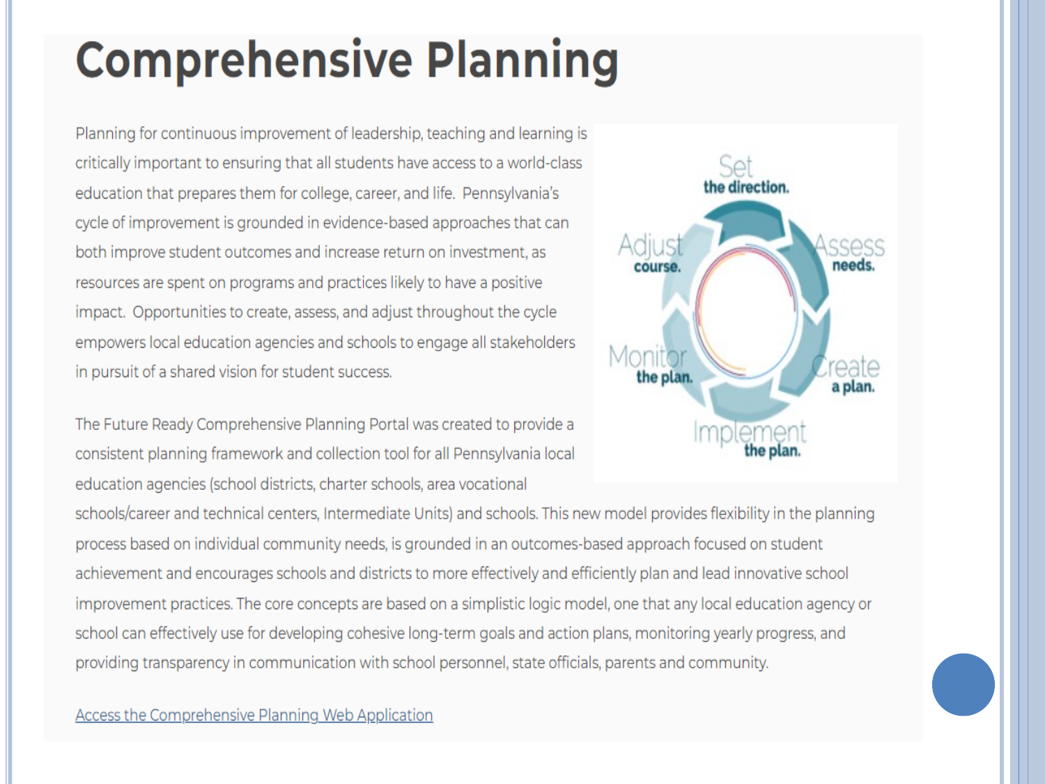# Comprehensive Planning

Planning for continuous improvement of leadership, teaching and learning is critically important to ensuring that all students have access to a world-class education that prepares them for college, career, and life. Pennsylvania's cycle of improvement is grounded in evidence-based approaches that can both improve student outcomes and increase return on investment, as resources are spent on programs and practices likely to have a positive impact. Opportunities to create, assess, and adjust throughout the cycle empowers local education agencies and schools to engage all stakeholders in pursuit of a shared vision for student success.

Set **the direction.**

Assess **needs.**

Create **a plan.**

Implement **the plan.**

Monitor **the plan.**

Adjust **course.**

The Future Ready Comprehensive Planning Portal was created to provide a consistent planning framework and collection tool for all Pennsylvania local education agencies (school districts, charter schools, area vocational schools/career and technical centers, Intermediate Units) and schools. This new model provides flexibility in the planning process based on individual community needs, is grounded in an outcomes-based approach focused on student achievement and encourages schools and districts to more effectively and efficiently plan and lead innovative school improvement practices. The core concepts are based on a simplistic logic model, one that any local education agency or school can effectively use for developing cohesive long-term goals and action plans, monitoring yearly progress, and providing transparency in communication with school personnel, state officials, parents and community.

Access the Comprehensive Planning Web Application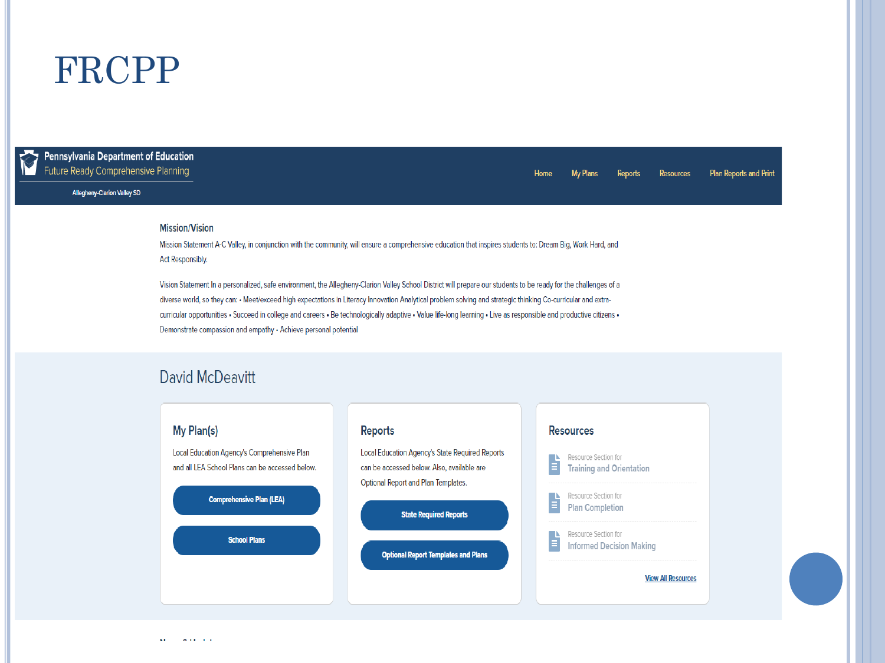# FRCPP

**Pennsylvania Department of Education**
Future Ready Comprehensive Planning

Allegheny-Clarion Valley SD

Home | My Plans | Reports | Resources | Plan Reports and Print

## Mission/Vision

Mission Statement A-C Valley, in conjunction with the community, will ensure a comprehensive education that inspires students to: Dream Big, Work Hard, and Act Responsibly.

Vision Statement In a personalized, safe environment, the Allegheny-Clarion Valley School District will prepare our students to be ready for the challenges of a diverse world, so they can: • Meet/exceed high expectations in Literacy Innovation Analytical problem solving and strategic thinking Co-curricular and extra-curricular opportunities • Succeed in college and careers • Be technologically adaptive • Value life-long learning • Live as responsible and productive citizens • Demonstrate compassion and empathy • Achieve personal potential

## David McDeavitt

### My Plan(s)

Local Education Agency's Comprehensive Plan and all LEA School Plans can be accessed below.

- Comprehensive Plan (LEA)
- School Plans

### Reports

Local Education Agency's State Required Reports can be accessed below. Also, available are Optional Report and Plan Templates.

- State Required Reports
- Optional Report Templates and Plans

### Resources

- Resource Section for **Training and Orientation**
- Resource Section for **Plan Completion**
- Resource Section for **Informed Decision Making**

View All Resources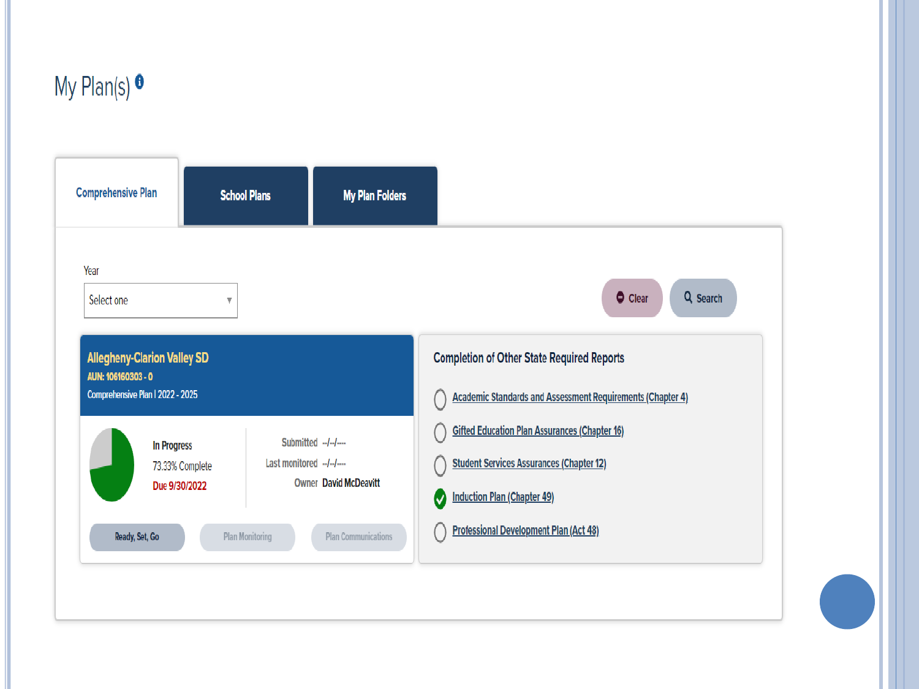# My Plan(s)

Comprehensive Plan | School Plans | My Plan Folders

Year

Select one

Clear | Search

**Allegheny-Clarion Valley SD**

AUN: 106160303 - 0

Comprehensive Plan | 2022 - 2025

In Progress

73.33% Complete

Due 9/30/2022

Submitted --/--/----

Last monitored --/--/----

Owner David McDeavitt

Ready, Set, Go | Plan Monitoring | Plan Communications

**Completion of Other State Required Reports**

- Academic Standards and Assessment Requirements (Chapter 4)
- Gifted Education Plan Assurances (Chapter 16)
- Student Services Assurances (Chapter 12)
- ✓ Induction Plan (Chapter 49)
- Professional Development Plan (Act 48)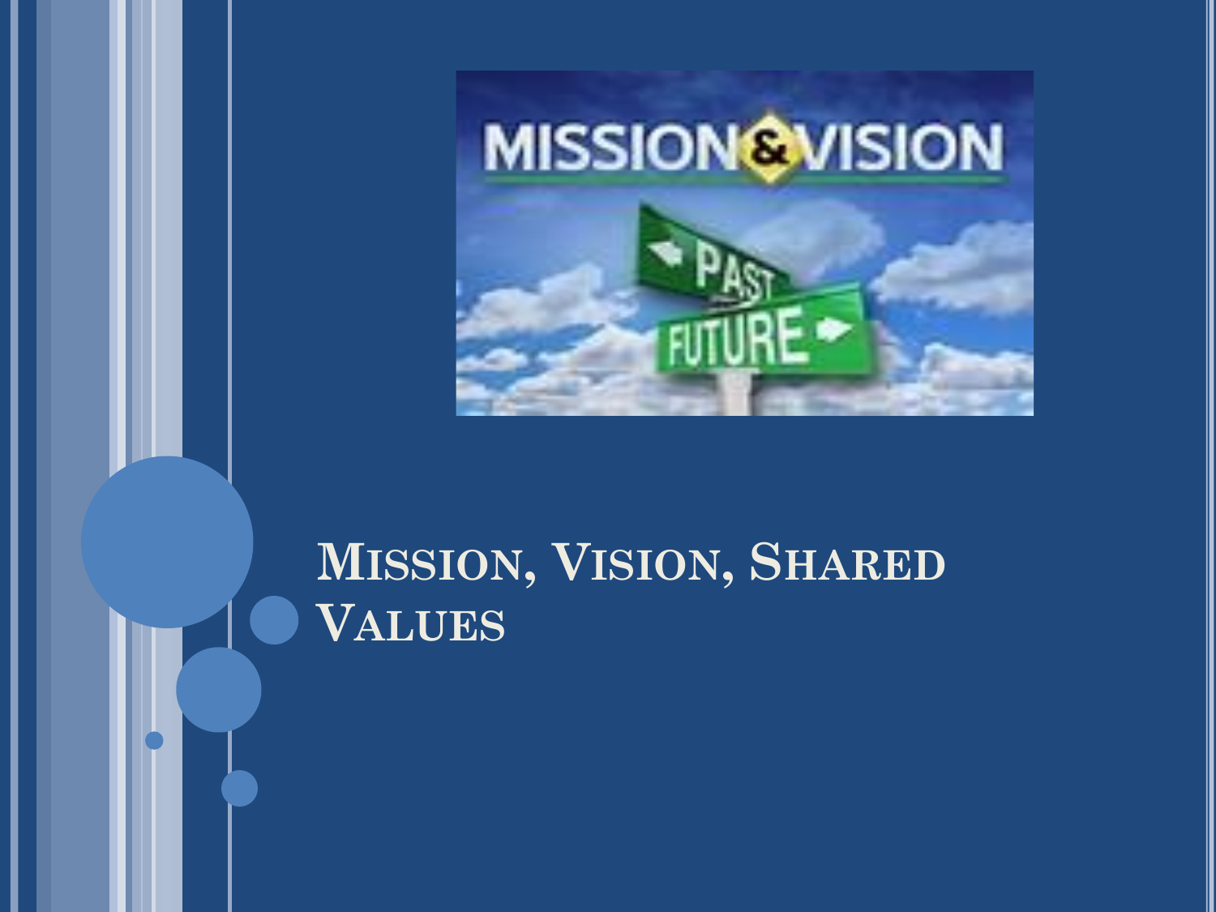# Mission, Vision, Shared Values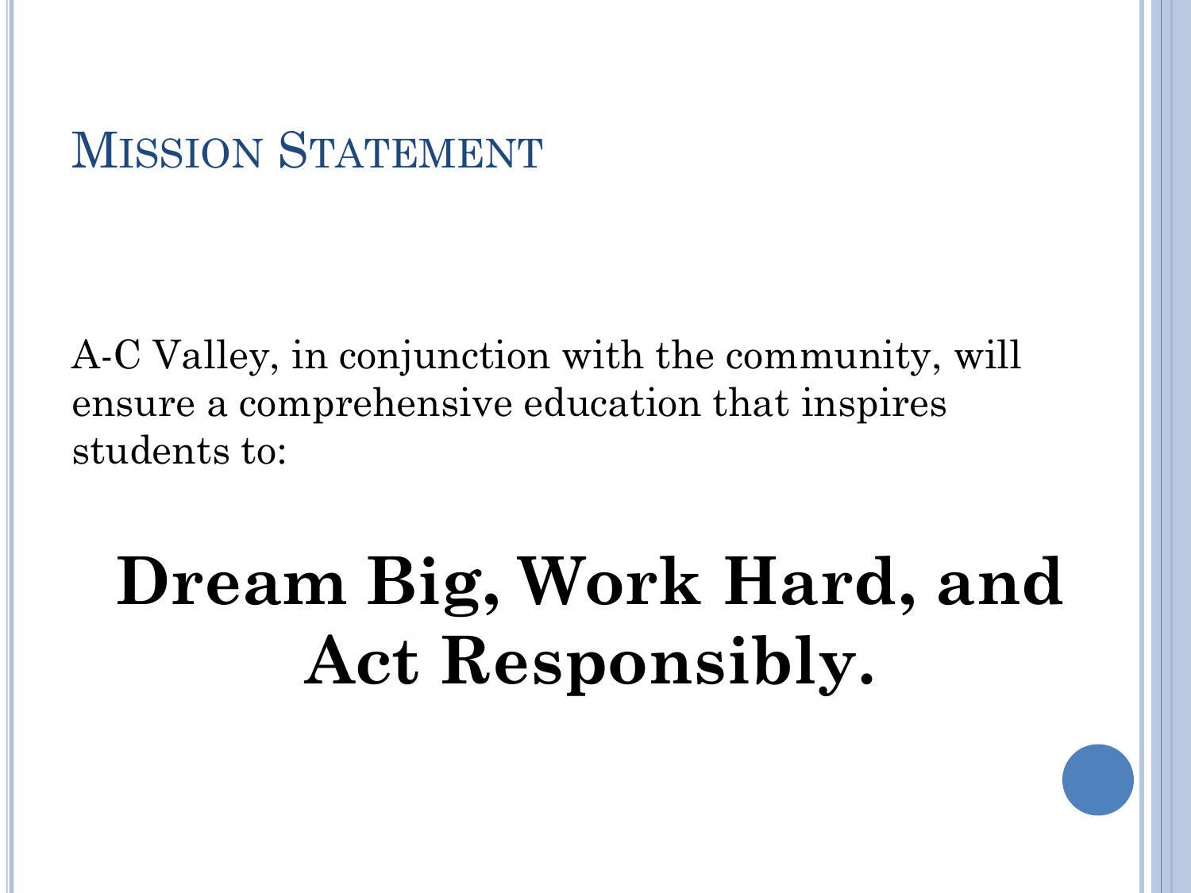## Mission Statement

A-C Valley, in conjunction with the community, will ensure a comprehensive education that inspires students to:

**Dream Big, Work Hard, and Act Responsibly.**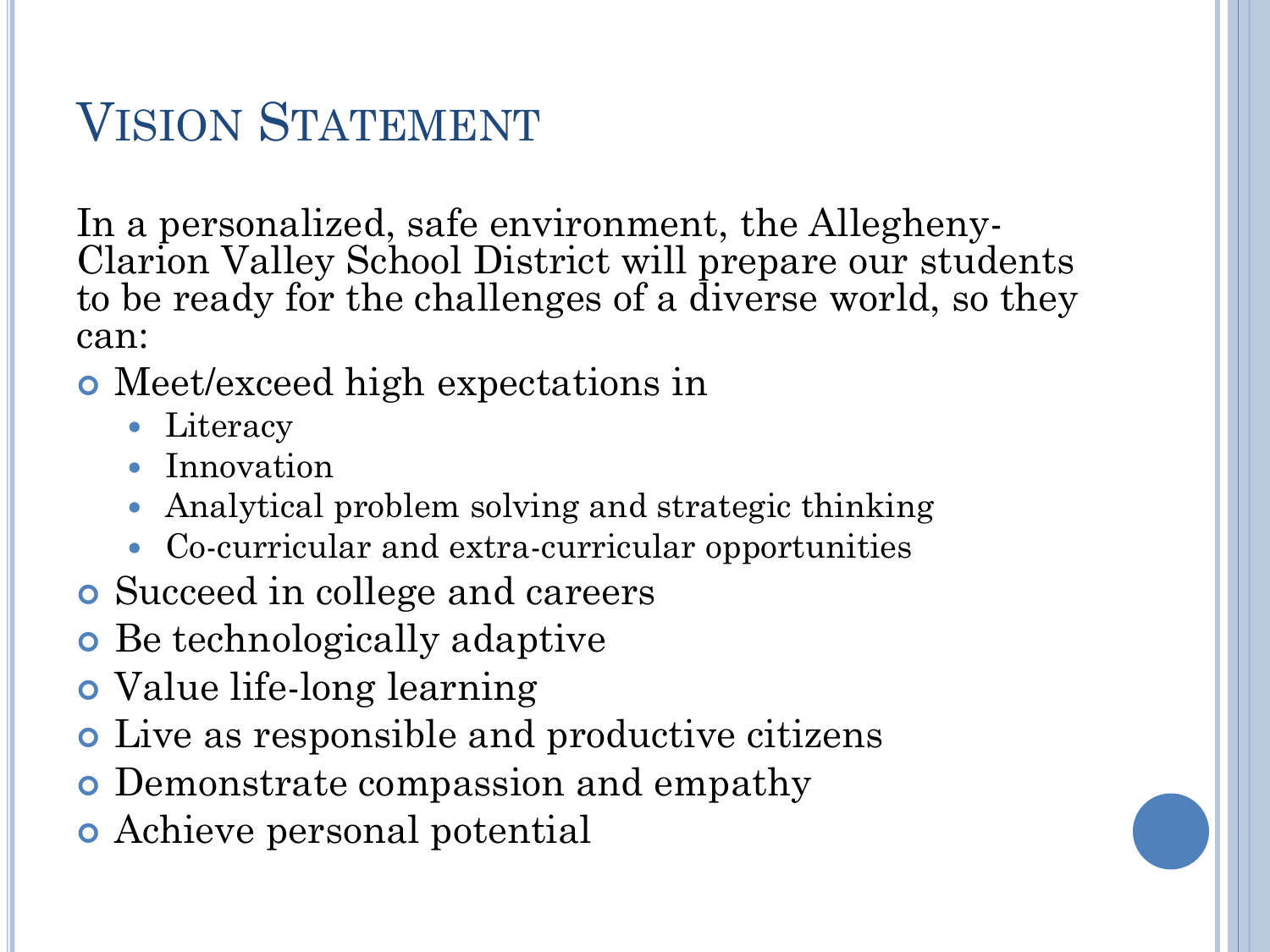# Vision Statement

In a personalized, safe environment, the Allegheny-Clarion Valley School District will prepare our students to be ready for the challenges of a diverse world, so they can:

- Meet/exceed high expectations in
  - Literacy
  - Innovation
  - Analytical problem solving and strategic thinking
  - Co-curricular and extra-curricular opportunities
- Succeed in college and careers
- Be technologically adaptive
- Value life-long learning
- Live as responsible and productive citizens
- Demonstrate compassion and empathy
- Achieve personal potential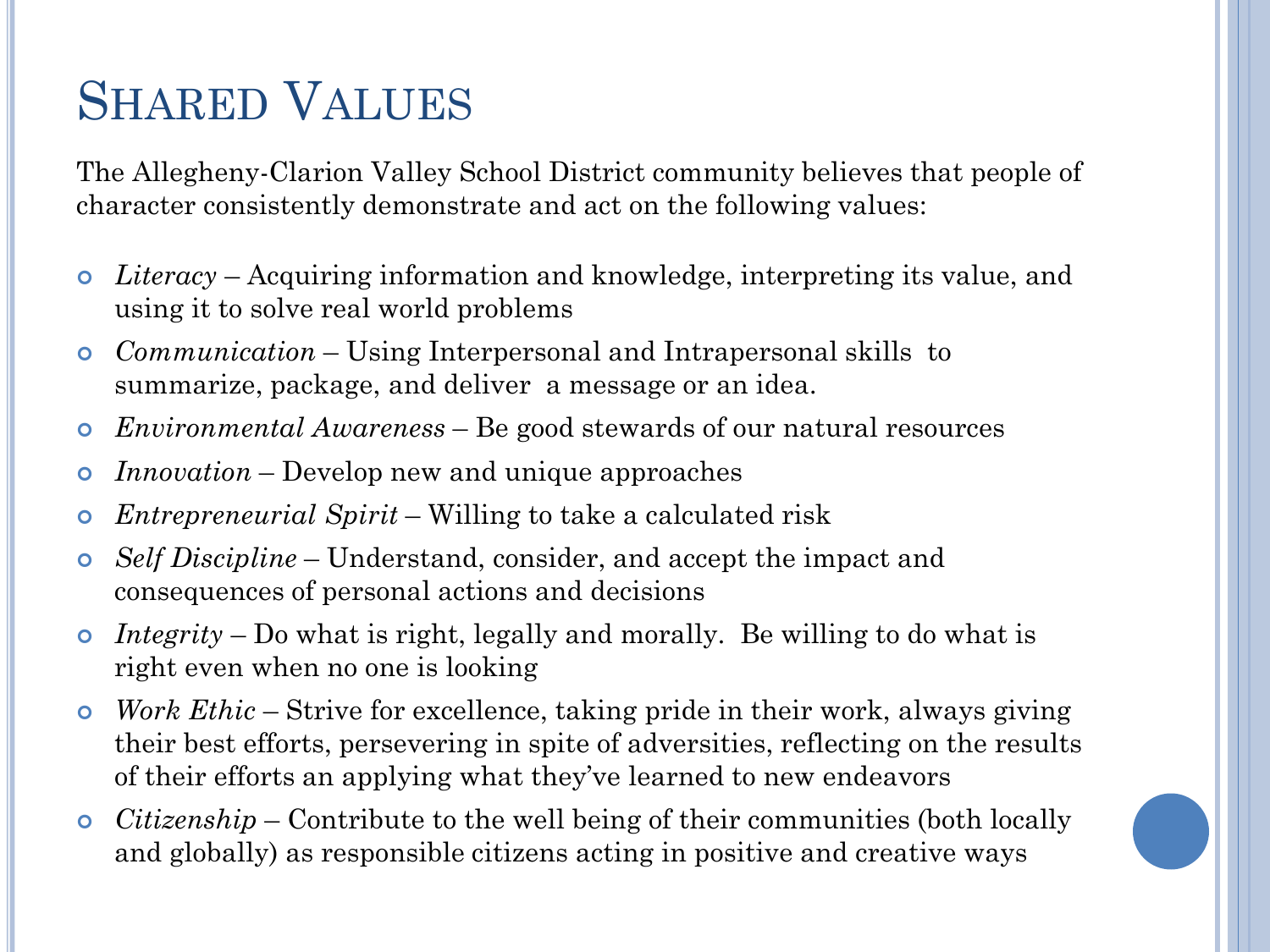# Shared Values

The Allegheny-Clarion Valley School District community believes that people of character consistently demonstrate and act on the following values:

- *Literacy* – Acquiring information and knowledge, interpreting its value, and using it to solve real world problems
- *Communication* – Using Interpersonal and Intrapersonal skills to summarize, package, and deliver a message or an idea.
- *Environmental Awareness* – Be good stewards of our natural resources
- *Innovation* – Develop new and unique approaches
- *Entrepreneurial Spirit* – Willing to take a calculated risk
- *Self Discipline* – Understand, consider, and accept the impact and consequences of personal actions and decisions
- *Integrity* – Do what is right, legally and morally. Be willing to do what is right even when no one is looking
- *Work Ethic* – Strive for excellence, taking pride in their work, always giving their best efforts, persevering in spite of adversities, reflecting on the results of their efforts an applying what they've learned to new endeavors
- *Citizenship* – Contribute to the well being of their communities (both locally and globally) as responsible citizens acting in positive and creative ways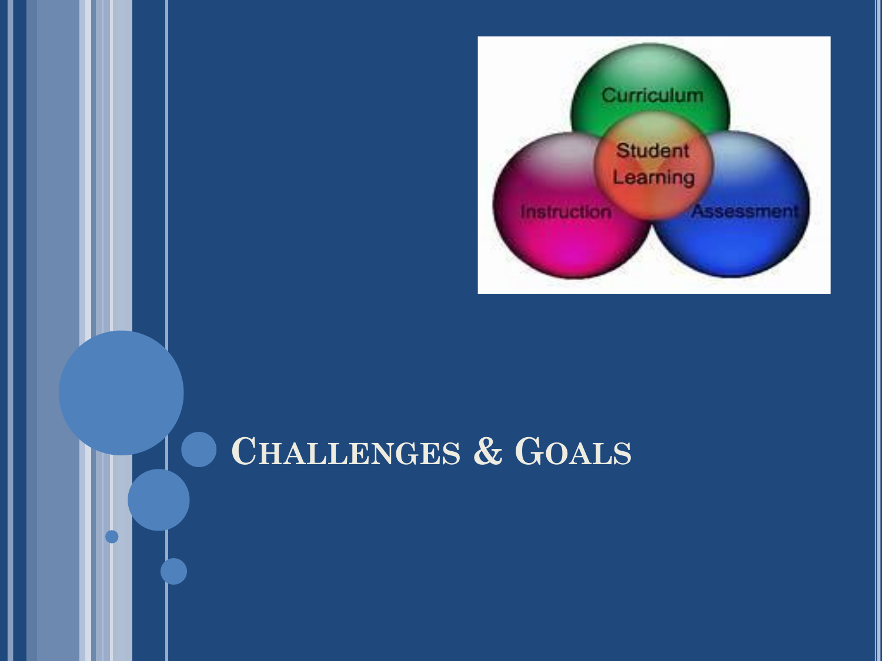# Challenges & Goals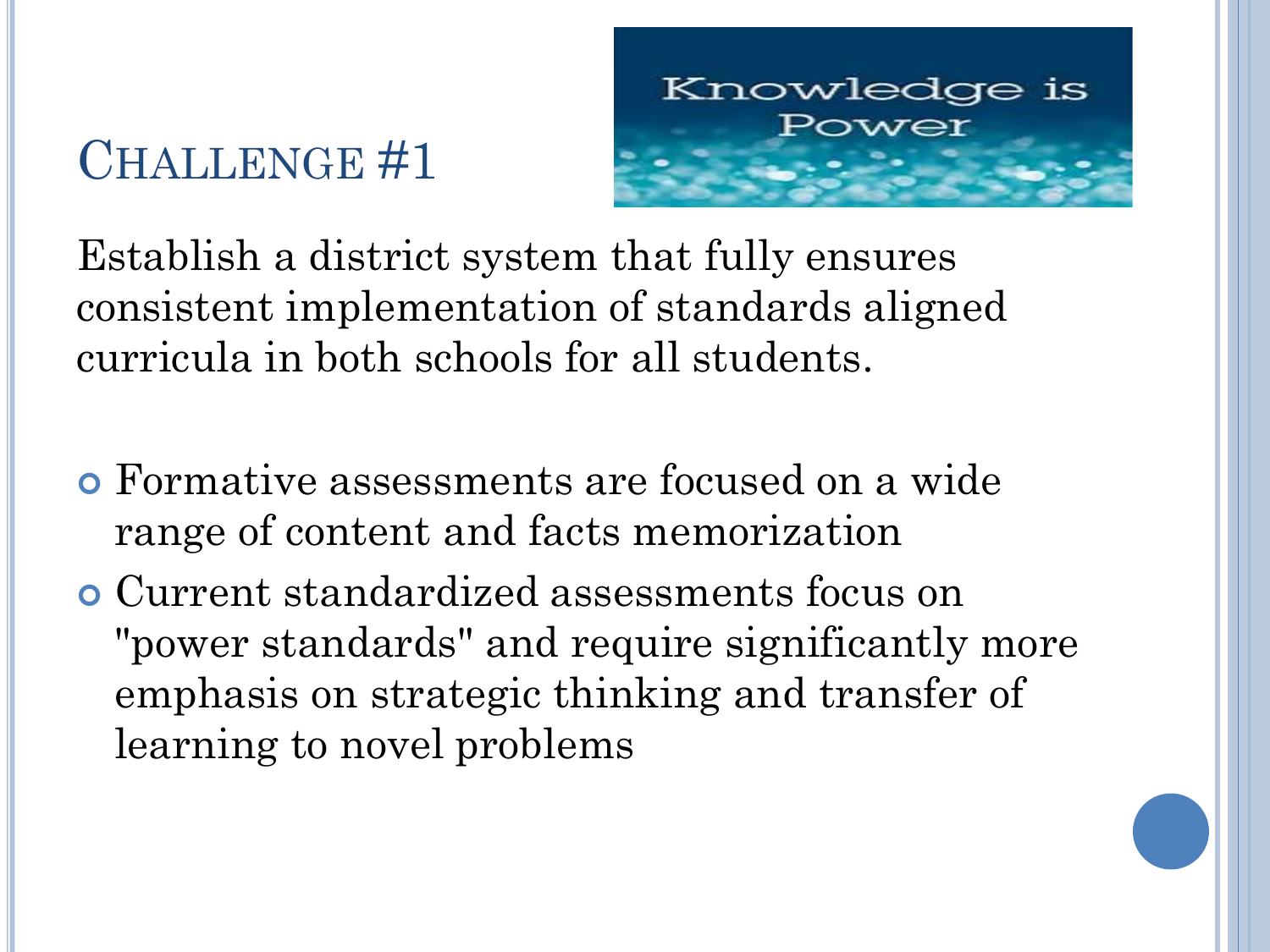# Challenge #1

Knowledge is Power

Establish a district system that fully ensures consistent implementation of standards aligned curricula in both schools for all students.

- Formative assessments are focused on a wide range of content and facts memorization
- Current standardized assessments focus on "power standards" and require significantly more emphasis on strategic thinking and transfer of learning to novel problems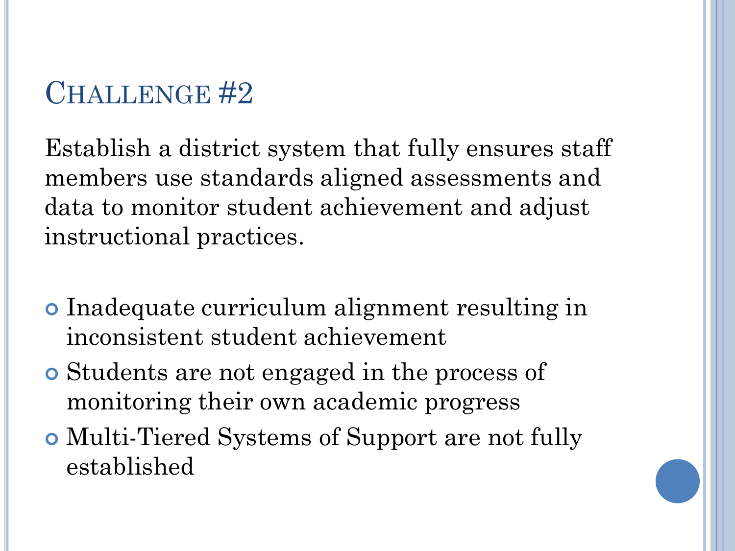## Challenge #2

Establish a district system that fully ensures staff members use standards aligned assessments and data to monitor student achievement and adjust instructional practices.

- Inadequate curriculum alignment resulting in inconsistent student achievement
- Students are not engaged in the process of monitoring their own academic progress
- Multi-Tiered Systems of Support are not fully established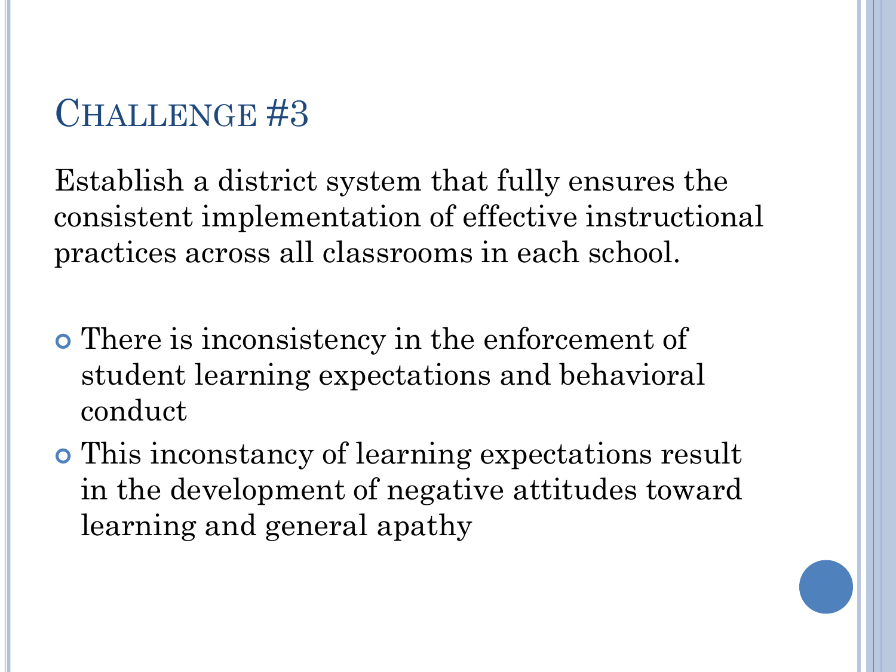# Challenge #3

Establish a district system that fully ensures the consistent implementation of effective instructional practices across all classrooms in each school.

- There is inconsistency in the enforcement of student learning expectations and behavioral conduct
- This inconstancy of learning expectations result in the development of negative attitudes toward learning and general apathy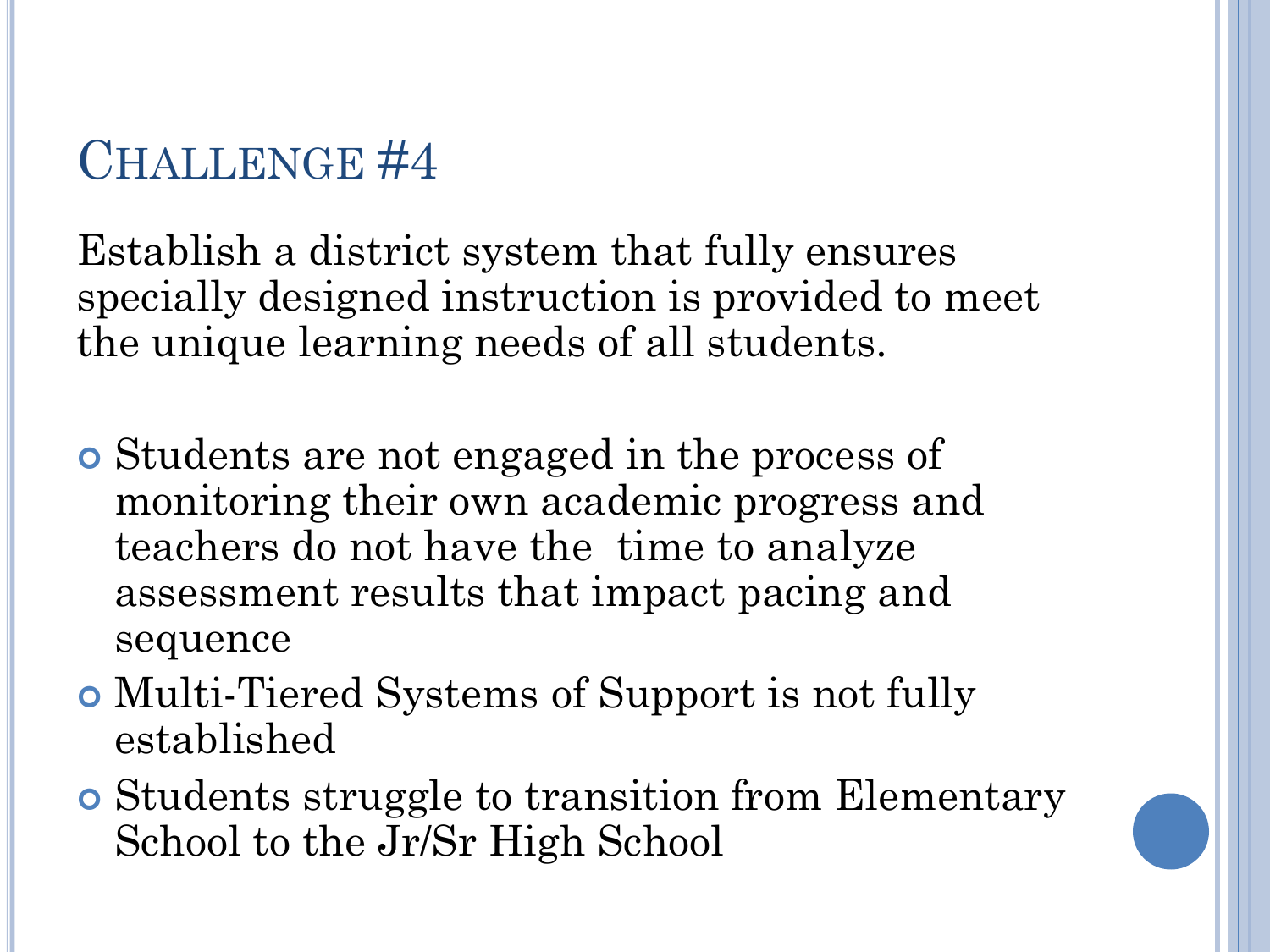# Challenge #4

Establish a district system that fully ensures specially designed instruction is provided to meet the unique learning needs of all students.

- Students are not engaged in the process of monitoring their own academic progress and teachers do not have the time to analyze assessment results that impact pacing and sequence
- Multi-Tiered Systems of Support is not fully established
- Students struggle to transition from Elementary School to the Jr/Sr High School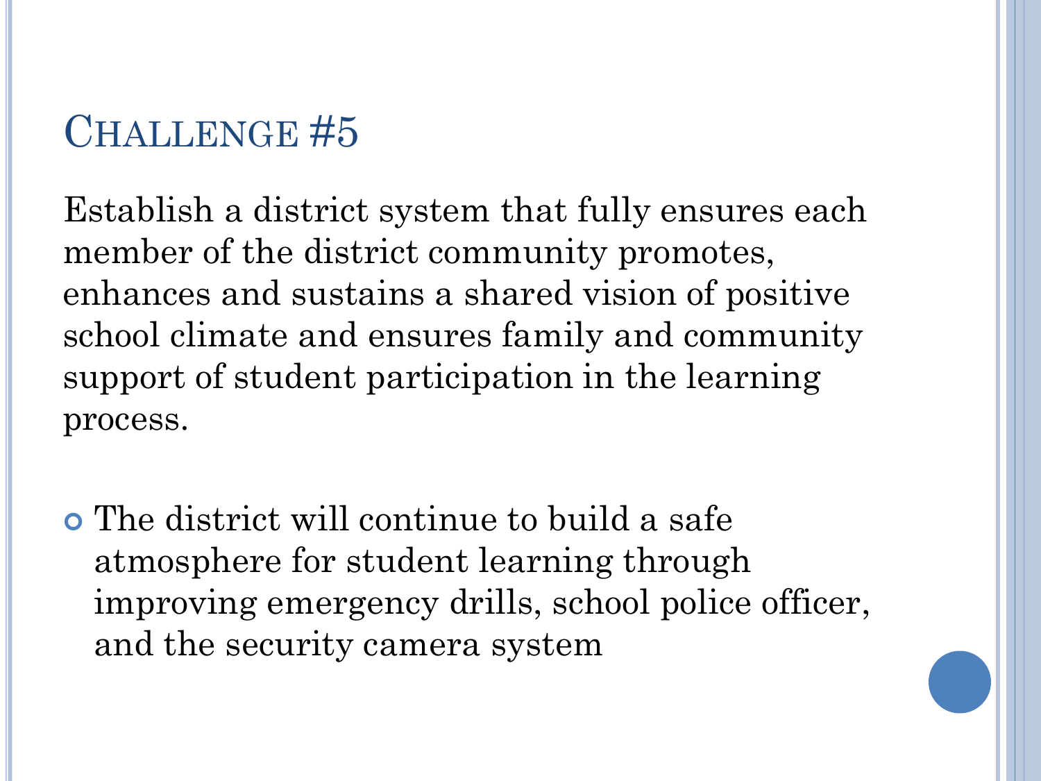# Challenge #5

Establish a district system that fully ensures each member of the district community promotes, enhances and sustains a shared vision of positive school climate and ensures family and community support of student participation in the learning process.

- The district will continue to build a safe atmosphere for student learning through improving emergency drills, school police officer, and the security camera system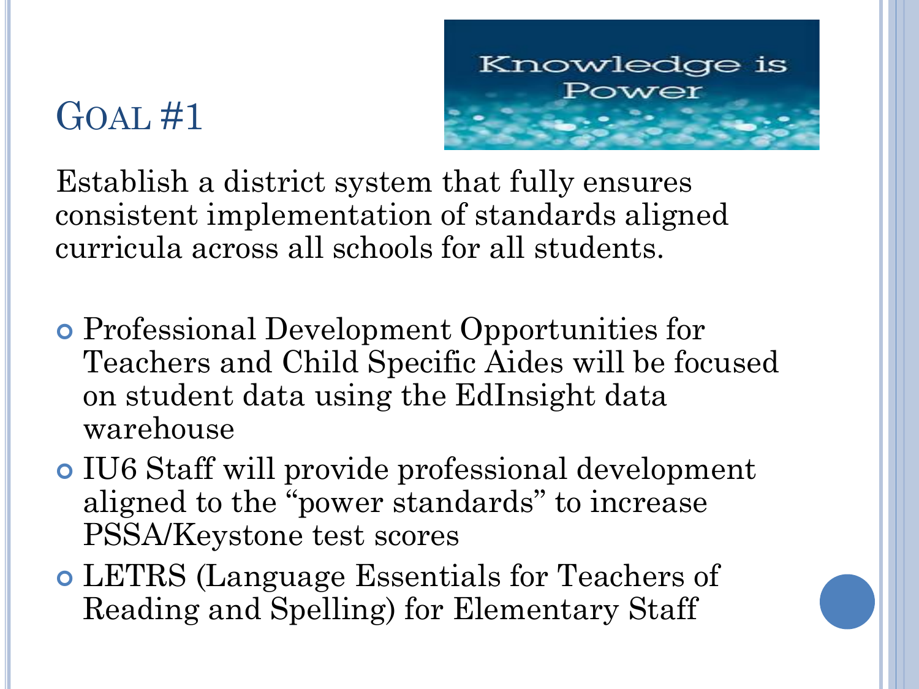## Goal #1

Establish a district system that fully ensures consistent implementation of standards aligned curricula across all schools for all students.

- Professional Development Opportunities for Teachers and Child Specific Aides will be focused on student data using the EdInsight data warehouse
- IU6 Staff will provide professional development aligned to the "power standards" to increase PSSA/Keystone test scores
- LETRS (Language Essentials for Teachers of Reading and Spelling) for Elementary Staff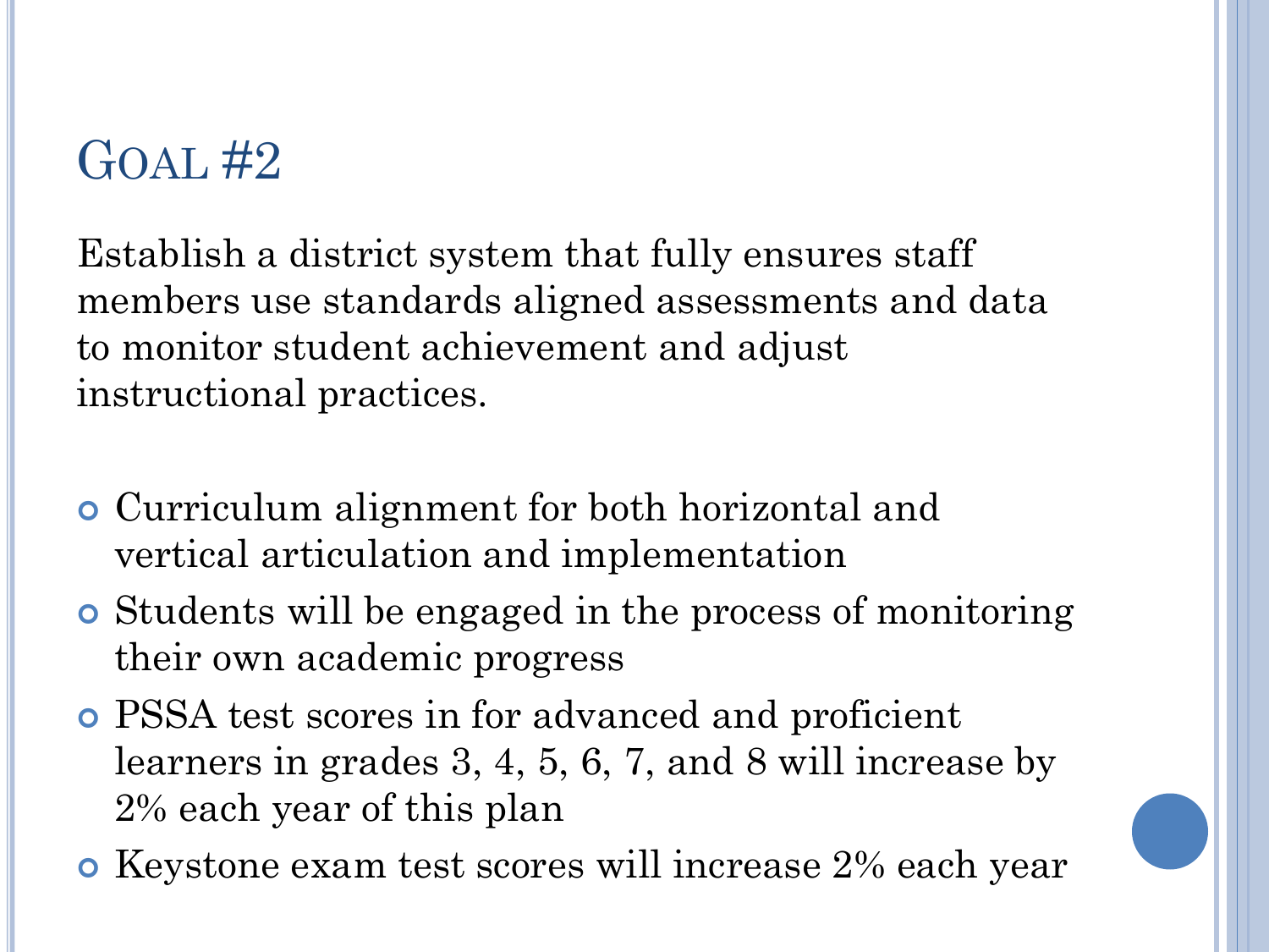# Goal #2

Establish a district system that fully ensures staff members use standards aligned assessments and data to monitor student achievement and adjust instructional practices.

- Curriculum alignment for both horizontal and vertical articulation and implementation
- Students will be engaged in the process of monitoring their own academic progress
- PSSA test scores in for advanced and proficient learners in grades 3, 4, 5, 6, 7, and 8 will increase by 2% each year of this plan
- Keystone exam test scores will increase 2% each year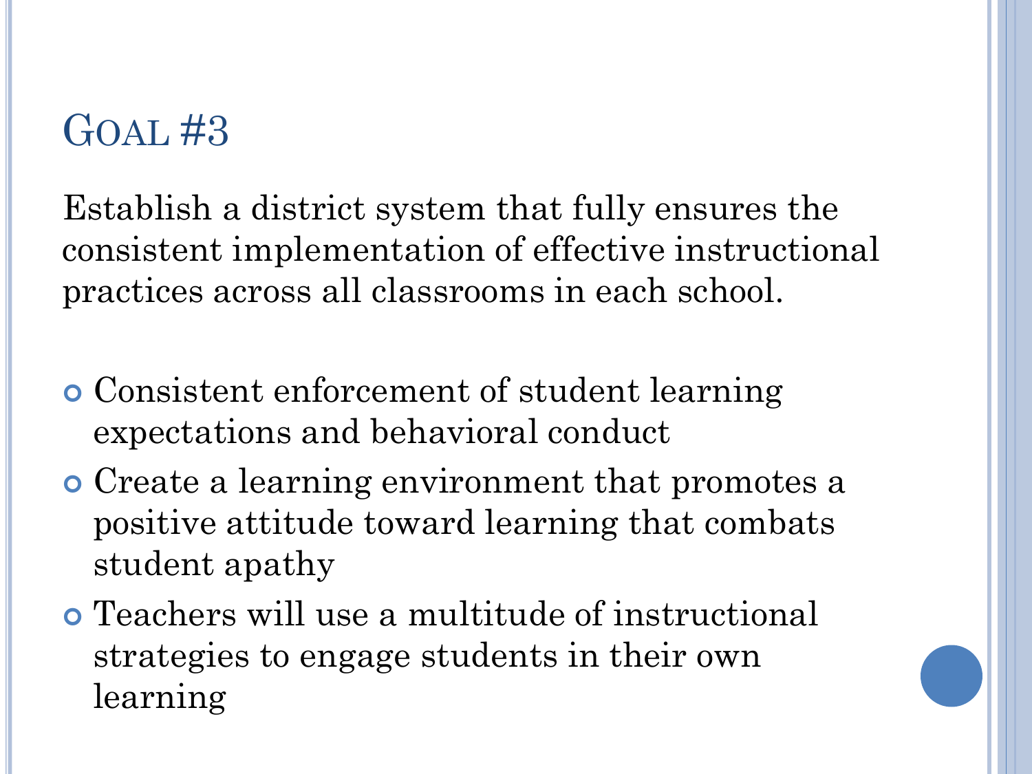# Goal #3

Establish a district system that fully ensures the consistent implementation of effective instructional practices across all classrooms in each school.

- Consistent enforcement of student learning expectations and behavioral conduct
- Create a learning environment that promotes a positive attitude toward learning that combats student apathy
- Teachers will use a multitude of instructional strategies to engage students in their own learning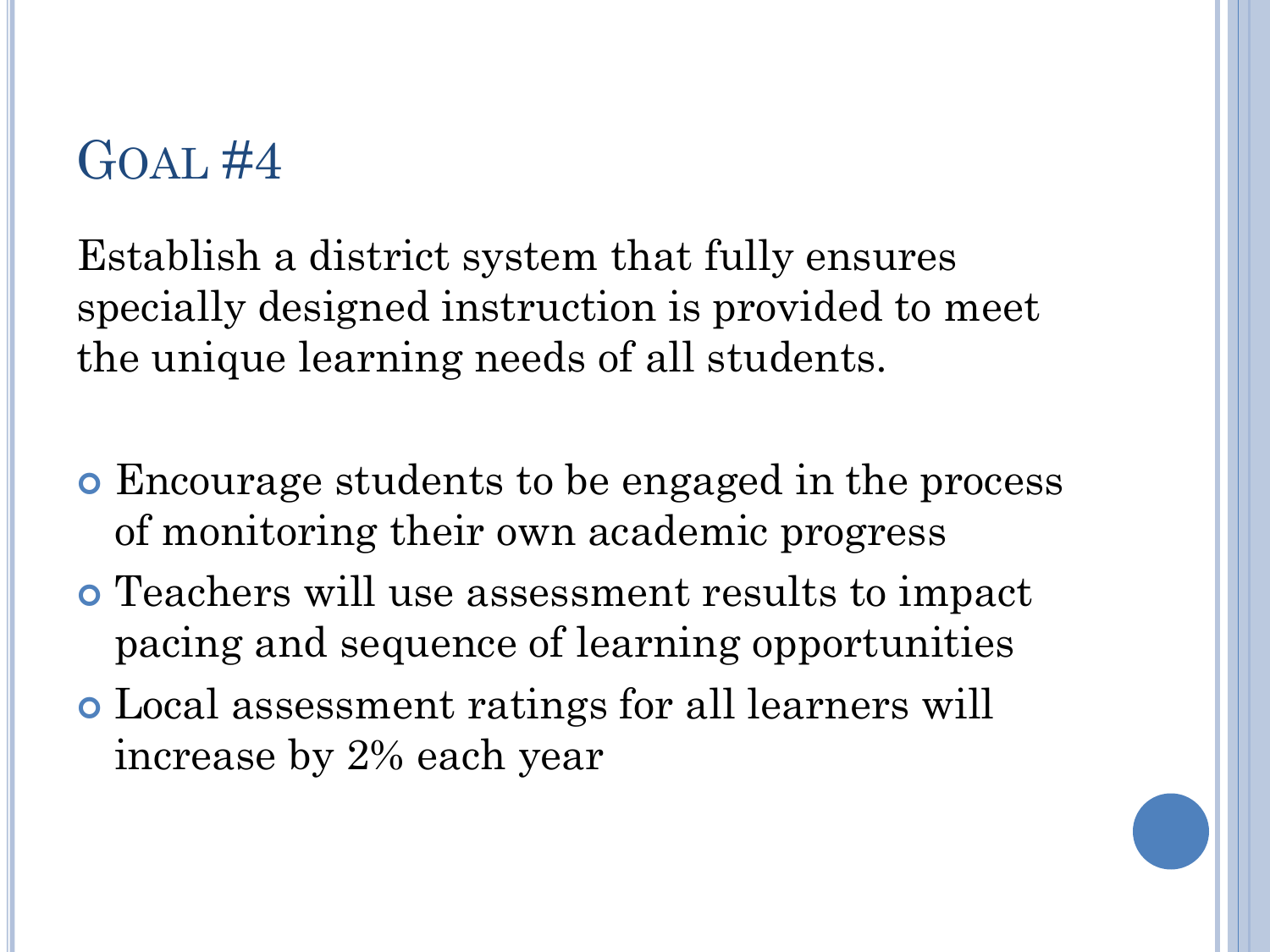# Goal #4

Establish a district system that fully ensures specially designed instruction is provided to meet the unique learning needs of all students.

- Encourage students to be engaged in the process of monitoring their own academic progress
- Teachers will use assessment results to impact pacing and sequence of learning opportunities
- Local assessment ratings for all learners will increase by 2% each year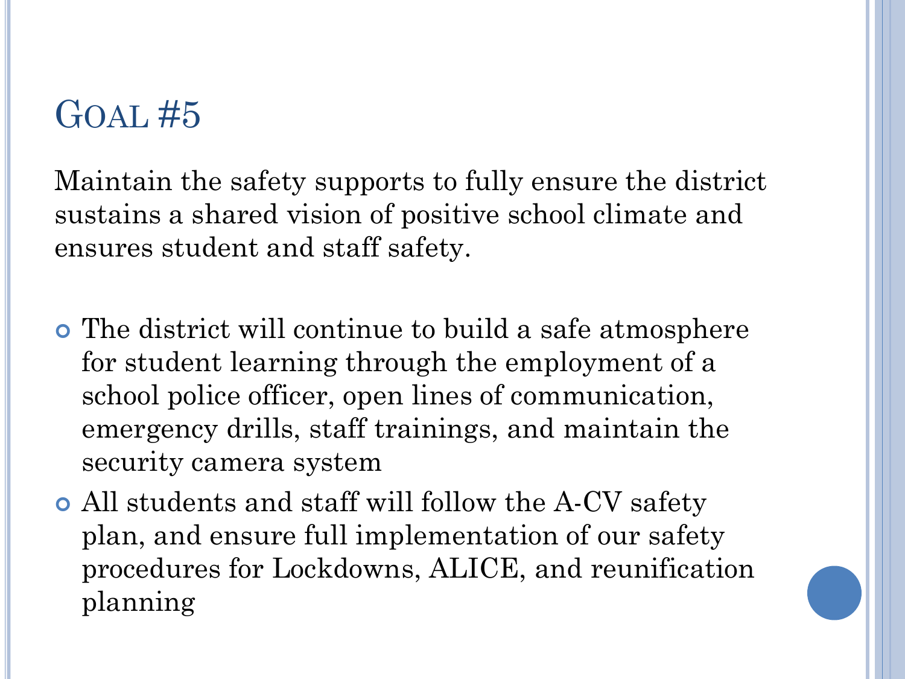# Goal #5

Maintain the safety supports to fully ensure the district sustains a shared vision of positive school climate and ensures student and staff safety.

- The district will continue to build a safe atmosphere for student learning through the employment of a school police officer, open lines of communication, emergency drills, staff trainings, and maintain the security camera system
- All students and staff will follow the A-CV safety plan, and ensure full implementation of our safety procedures for Lockdowns, ALICE, and reunification planning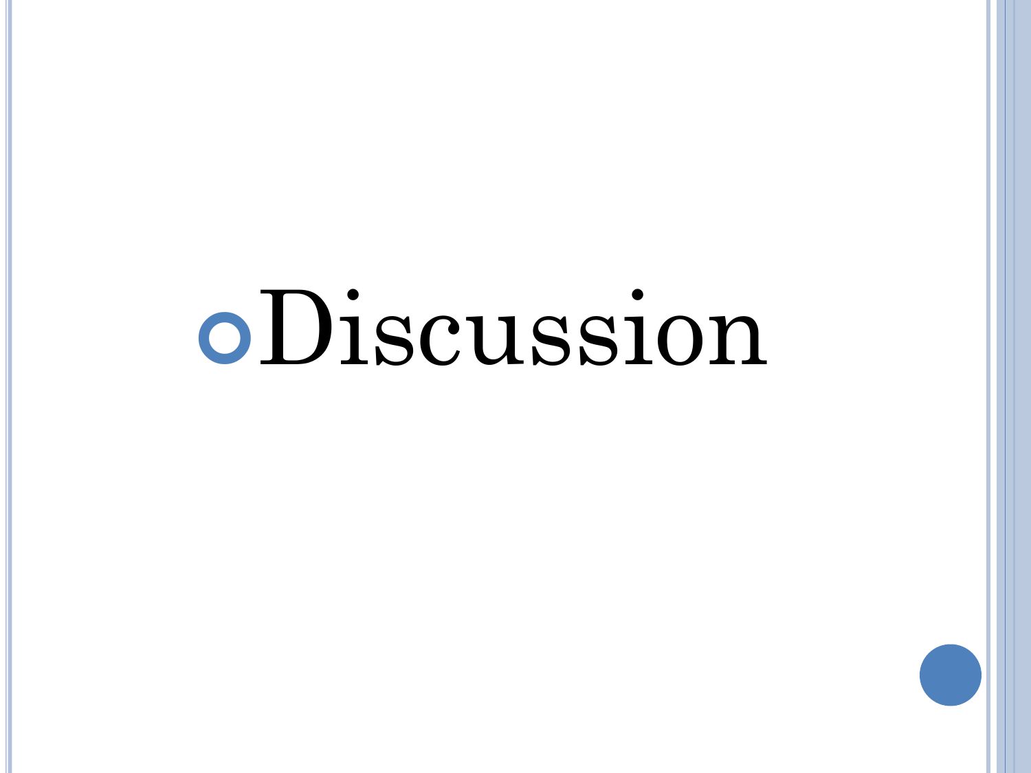- Discussion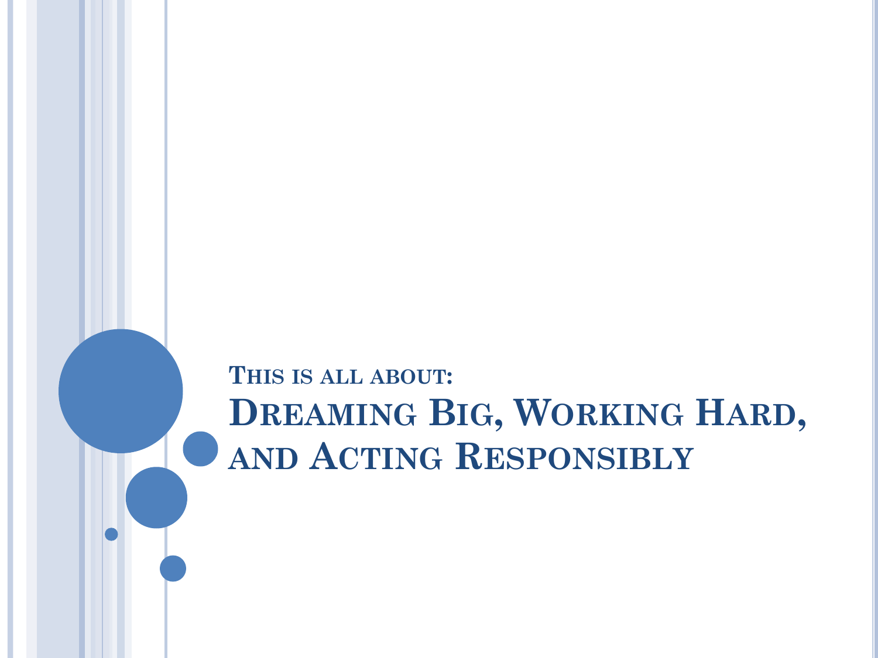### This is all about:

# Dreaming Big, Working Hard, and Acting Responsibly